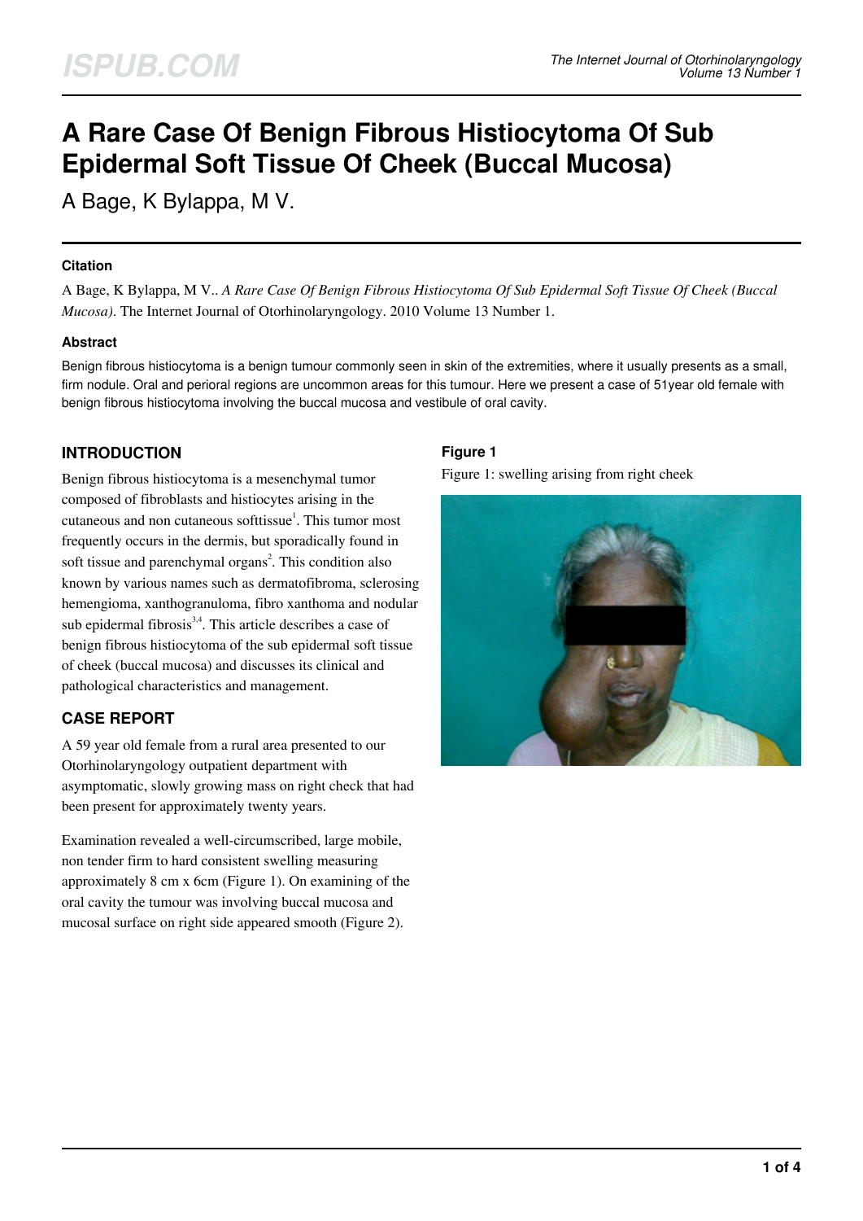# A Rare Case Of Benign Fibrous Histiocytoma Of Sub Epidermal Soft Tissue Of Cheek (Buccal Mucosa)

A Bage, K Bylappa, M V.

### Citation

A Bage, K Bylappa, M V.. *A Rare Case Of Benign Fibrous Histiocytoma Of Sub Epidermal Soft Tissue Of Cheek (Buccal Mucosa)*. The Internet Journal of Otorhinolaryngology. 2010 Volume 13 Number 1.

### Abstract

Benign fibrous histiocytoma is a benign tumour commonly seen in skin of the extremities, where it usually presents as a small, firm nodule. Oral and perioral regions are uncommon areas for this tumour. Here we present a case of 51year old female with benign fibrous histiocytoma involving the buccal mucosa and vestibule of oral cavity.

## INTRODUCTION

Benign fibrous histiocytoma is a mesenchymal tumor composed of fibroblasts and histiocytes arising in the cutaneous and non cutaneous softtissue[1]. This tumor most frequently occurs in the dermis, but sporadically found in soft tissue and parenchymal organs[2]. This condition also known by various names such as dermatofibroma, sclerosing hemengioma, xanthogranuloma, fibro xanthoma and nodular sub epidermal fibrosis[3,4]. This article describes a case of benign fibrous histiocytoma of the sub epidermal soft tissue of cheek (buccal mucosa) and discusses its clinical and pathological characteristics and management.

## CASE REPORT

A 59 year old female from a rural area presented to our Otorhinolaryngology outpatient department with asymptomatic, slowly growing mass on right check that had been present for approximately twenty years.

Examination revealed a well-circumscribed, large mobile, non tender firm to hard consistent swelling measuring approximately 8 cm x 6cm (Figure 1). On examining of the oral cavity the tumour was involving buccal mucosa and mucosal surface on right side appeared smooth (Figure 2).

**Figure 1**

Figure 1: swelling arising from right cheek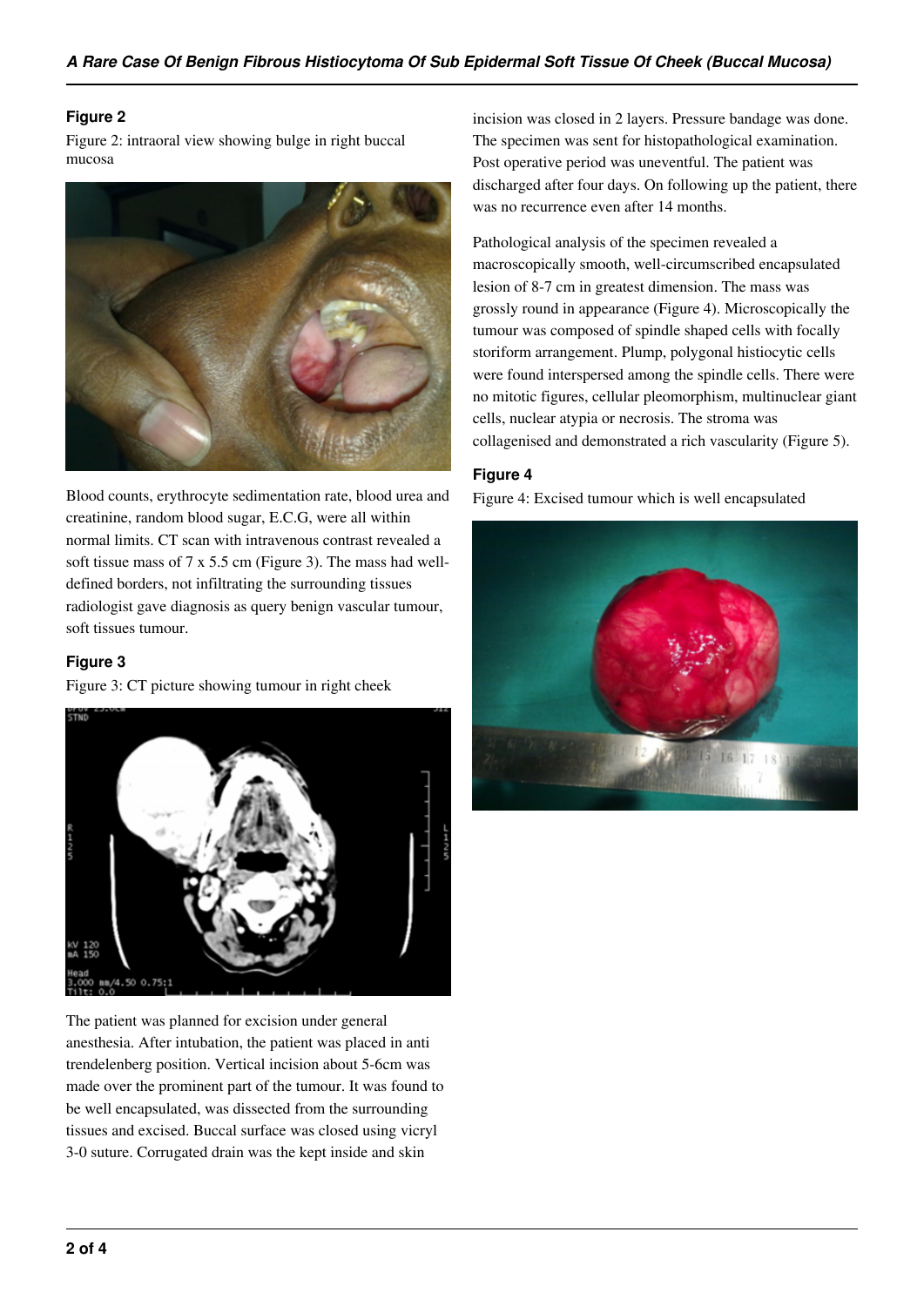### Figure 2

Figure 2: intraoral view showing bulge in right buccal mucosa

Blood counts, erythrocyte sedimentation rate, blood urea and creatinine, random blood sugar, E.C.G, were all within normal limits. CT scan with intravenous contrast revealed a soft tissue mass of 7 x 5.5 cm (Figure 3). The mass had well-defined borders, not infiltrating the surrounding tissues radiologist gave diagnosis as query benign vascular tumour, soft tissues tumour.

### Figure 3

Figure 3: CT picture showing tumour in right cheek

The patient was planned for excision under general anesthesia. After intubation, the patient was placed in anti trendelenberg position. Vertical incision about 5-6cm was made over the prominent part of the tumour. It was found to be well encapsulated, was dissected from the surrounding tissues and excised. Buccal surface was closed using vicryl 3-0 suture. Corrugated drain was the kept inside and skin incision was closed in 2 layers. Pressure bandage was done. The specimen was sent for histopathological examination. Post operative period was uneventful. The patient was discharged after four days. On following up the patient, there was no recurrence even after 14 months.

Pathological analysis of the specimen revealed a macroscopically smooth, well-circumscribed encapsulated lesion of 8-7 cm in greatest dimension. The mass was grossly round in appearance (Figure 4). Microscopically the tumour was composed of spindle shaped cells with focally storiform arrangement. Plump, polygonal histiocytic cells were found interspersed among the spindle cells. There were no mitotic figures, cellular pleomorphism, multinuclear giant cells, nuclear atypia or necrosis. The stroma was collagenised and demonstrated a rich vascularity (Figure 5).

### Figure 4

Figure 4: Excised tumour which is well encapsulated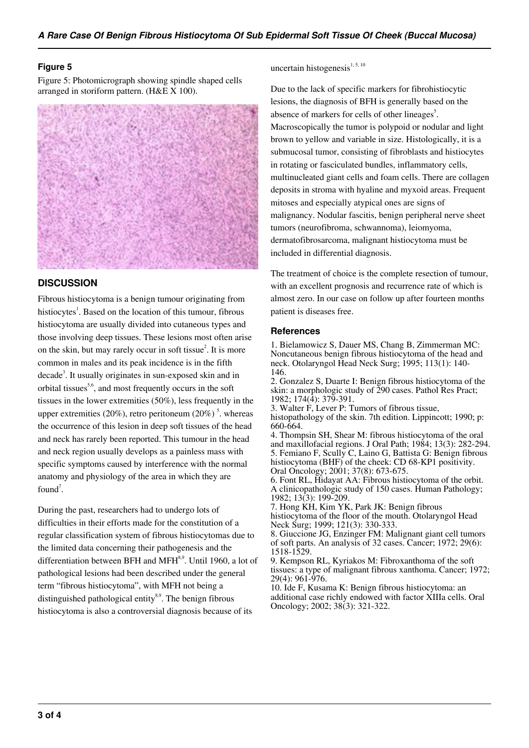## Figure 5

Figure 5: Photomicrograph showing spindle shaped cells arranged in storiform pattern. (H&E X 100).

## DISCUSSION

Fibrous histiocytoma is a benign tumour originating from histiocytes[1]. Based on the location of this tumour, fibrous histiocytoma are usually divided into cutaneous types and those involving deep tissues. These lesions most often arise on the skin, but may rarely occur in soft tissue[2]. It is more common in males and its peak incidence is in the fifth decade[3]. It usually originates in sun-exposed skin and in orbital tissues[5,6], and most frequently occurs in the soft tissues in the lower extremities (50%), less frequently in the upper extremities (20%), retro peritoneum (20%) [5]. whereas the occurrence of this lesion in deep soft tissues of the head and neck has rarely been reported. This tumour in the head and neck region usually develops as a painless mass with specific symptoms caused by interference with the normal anatomy and physiology of the area in which they are found[7].

During the past, researchers had to undergo lots of difficulties in their efforts made for the constitution of a regular classification system of fibrous histiocytomas due to the limited data concerning their pathogenesis and the differentiation between BFH and MFH[8,9]. Until 1960, a lot of pathological lesions had been described under the general term "fibrous histiocytoma", with MFH not being a distinguished pathological entity[8,9]. The benign fibrous histiocytoma is also a controversial diagnosis because of its uncertain histogenesis[1, 5, 10]

Due to the lack of specific markers for fibrohistiocytic lesions, the diagnosis of BFH is generally based on the absence of markers for cells of other lineages[5]. Macroscopically the tumor is polypoid or nodular and light brown to yellow and variable in size. Histologically, it is a submucosal tumor, consisting of fibroblasts and histiocytes in rotating or fasciculated bundles, inflammatory cells, multinucleated giant cells and foam cells. There are collagen deposits in stroma with hyaline and myxoid areas. Frequent mitoses and especially atypical ones are signs of malignancy. Nodular fascitis, benign peripheral nerve sheet tumors (neurofibroma, schwannoma), leiomyoma, dermatofibrosarcoma, malignant histiocytoma must be included in differential diagnosis.

The treatment of choice is the complete resection of tumour, with an excellent prognosis and recurrence rate of which is almost zero. In our case on follow up after fourteen months patient is diseases free.

## References

1. Bielamowicz S, Dauer MS, Chang B, Zimmerman MC: Noncutaneous benign fibrous histiocytoma of the head and neck. Otolaryngol Head Neck Surg; 1995; 113(1): 140-146.
2. Gonzalez S, Duarte I: Benign fibrous histiocytoma of the skin: a morphologic study of 290 cases. Pathol Res Pract; 1982; 174(4): 379-391.
3. Walter F, Lever P: Tumors of fibrous tissue, histopathology of the skin. 7th edition. Lippincott; 1990; p: 660-664.
4. Thompsin SH, Shear M: fibrous histiocytoma of the oral and maxillofacial regions. J Oral Path; 1984; 13(3): 282-294.
5. Femiano F, Scully C, Laino G, Battista G: Benign fibrous histiocytoma (BHF) of the cheek: CD 68-KP1 positivity. Oral Oncology; 2001; 37(8): 673-675.
6. Font RL, Hidayat AA: Fibrous histiocytoma of the orbit. A clinicopathologic study of 150 cases. Human Pathology; 1982; 13(3): 199-209.
7. Hong KH, Kim YK, Park JK: Benign fibrous histiocytoma of the floor of the mouth. Otolaryngol Head Neck Surg; 1999; 121(3): 330-333.
8. Giuccione JG, Enzinger FM: Malignant giant cell tumors of soft parts. An analysis of 32 cases. Cancer; 1972; 29(6): 1518-1529.
9. Kempson RL, Kyriakos M: Fibroxanthoma of the soft tissues: a type of malignant fibrous xanthoma. Cancer; 1972; 29(4): 961-976.
10. Ide F, Kusama K: Benign fibrous histiocytoma: an additional case richly endowed with factor XIIIa cells. Oral Oncology; 2002; 38(3): 321-322.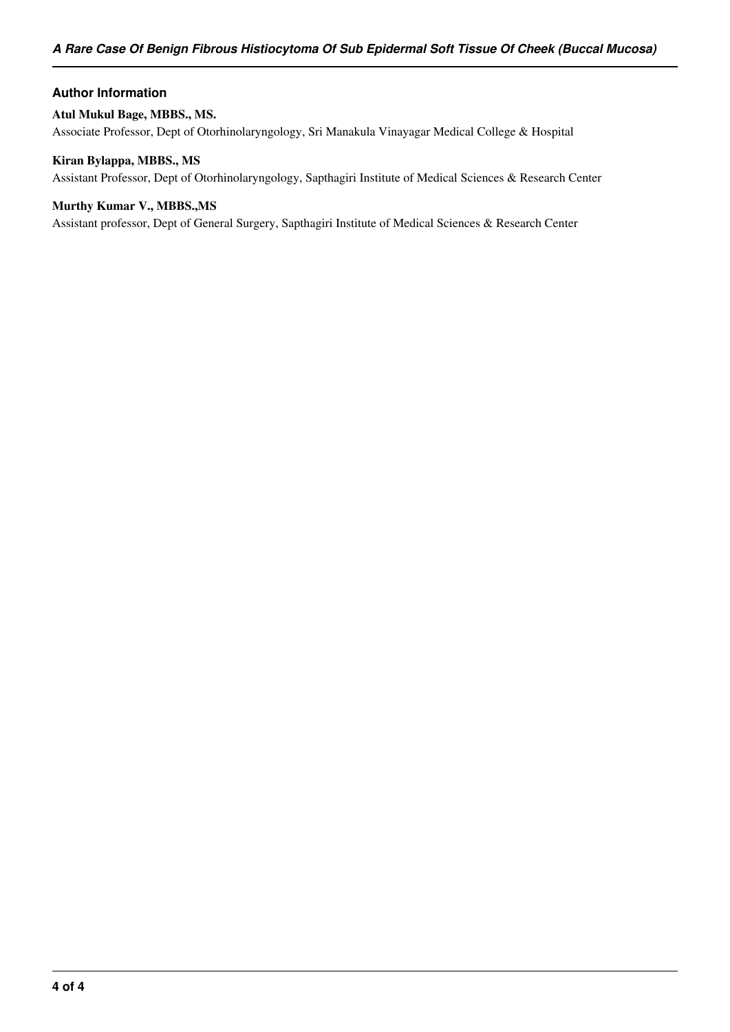## Author Information

**Atul Mukul Bage, MBBS., MS.**
Associate Professor, Dept of Otorhinolaryngology, Sri Manakula Vinayagar Medical College & Hospital

**Kiran Bylappa, MBBS., MS**
Assistant Professor, Dept of Otorhinolaryngology, Sapthagiri Institute of Medical Sciences & Research Center

**Murthy Kumar V., MBBS.,MS**
Assistant professor, Dept of General Surgery, Sapthagiri Institute of Medical Sciences & Research Center